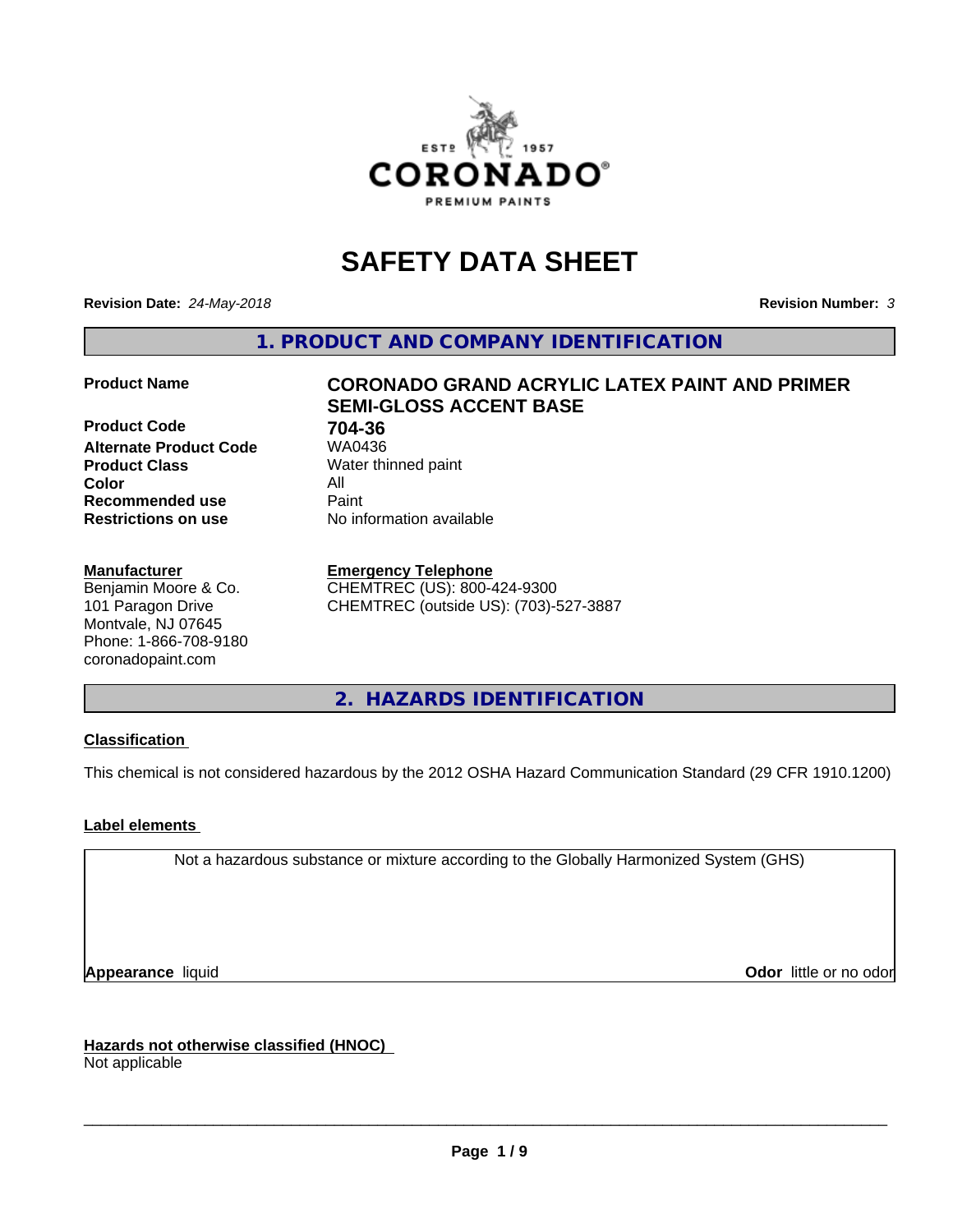# SAFETY DATA SHEET

**Revision Date:** *24-May-2018* **Revision Number:** *3*

## 1. PRODUCT AND COMPANY IDENTIFICATION

| | |
|---|---|
| **Product Name** | **CORONADO GRAND ACRYLIC LATEX PAINT AND PRIMER SEMI-GLOSS ACCENT BASE** |
| **Product Code** | **704-36** |
| **Alternate Product Code** | WA0436 |
| **Product Class** | Water thinned paint |
| **Color** | All |
| **Recommended use** | Paint |
| **Restrictions on use** | No information available |

**Manufacturer**
Benjamin Moore & Co.
101 Paragon Drive
Montvale, NJ 07645
Phone: 1-866-708-9180
coronadopaint.com

**Emergency Telephone**
CHEMTREC (US): 800-424-9300
CHEMTREC (outside US): (703)-527-3887

## 2. HAZARDS IDENTIFICATION

**Classification**

This chemical is not considered hazardous by the 2012 OSHA Hazard Communication Standard (29 CFR 1910.1200)

**Label elements**

Not a hazardous substance or mixture according to the Globally Harmonized System (GHS)

**Appearance** liquid **Odor** little or no odor

**Hazards not otherwise classified (HNOC)**
Not applicable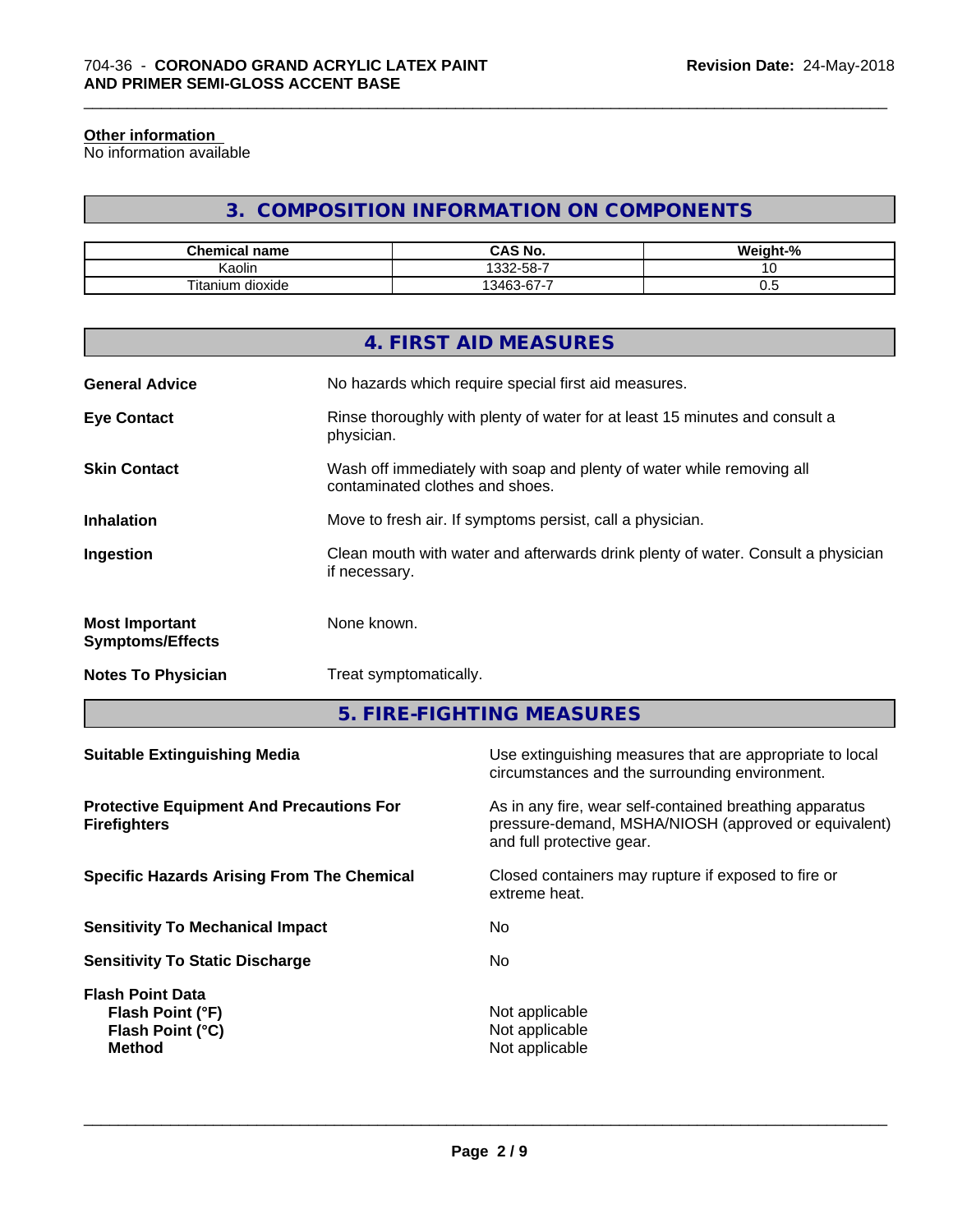**Other information**
No information available

## 3. COMPOSITION INFORMATION ON COMPONENTS

| Chemical name | CAS No. | Weight-% |
| --- | --- | --- |
| Kaolin | 1332-58-7 | 10 |
| Titanium dioxide | 13463-67-7 | 0.5 |

## 4. FIRST AID MEASURES

**General Advice**
No hazards which require special first aid measures.

**Eye Contact**
Rinse thoroughly with plenty of water for at least 15 minutes and consult a physician.

**Skin Contact**
Wash off immediately with soap and plenty of water while removing all contaminated clothes and shoes.

**Inhalation**
Move to fresh air. If symptoms persist, call a physician.

**Ingestion**
Clean mouth with water and afterwards drink plenty of water. Consult a physician if necessary.

**Most Important Symptoms/Effects**
None known.

**Notes To Physician**
Treat symptomatically.

## 5. FIRE-FIGHTING MEASURES

**Suitable Extinguishing Media**
Use extinguishing measures that are appropriate to local circumstances and the surrounding environment.

**Protective Equipment And Precautions For Firefighters**
As in any fire, wear self-contained breathing apparatus pressure-demand, MSHA/NIOSH (approved or equivalent) and full protective gear.

**Specific Hazards Arising From The Chemical**
Closed containers may rupture if exposed to fire or extreme heat.

**Sensitivity To Mechanical Impact**
No

**Sensitivity To Static Discharge**
No

**Flash Point Data**
- **Flash Point (°F)**: Not applicable
- **Flash Point (°C)**: Not applicable
- **Method**: Not applicable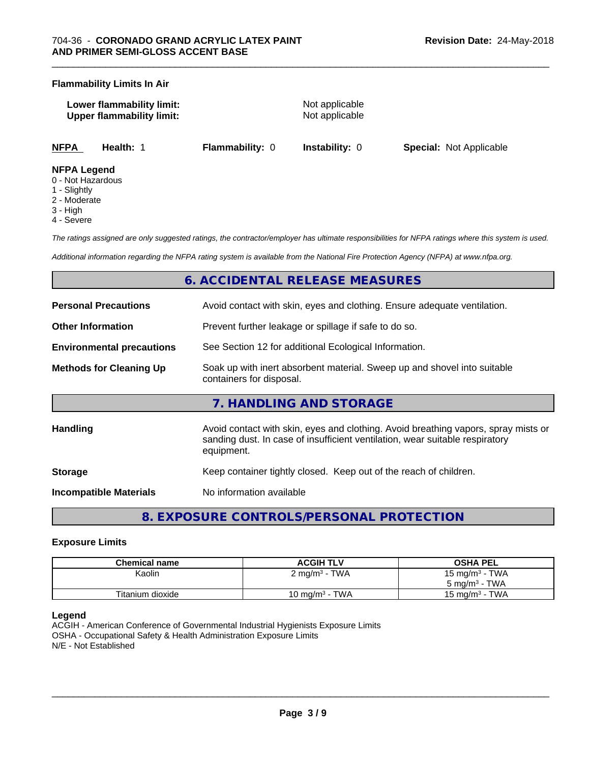**Flammability Limits In Air**

**Lower flammability limit:** Not applicable
**Upper flammability limit:** Not applicable

| NFPA | Health: 1 | Flammability: 0 | Instability: 0 | Special: Not Applicable |
|---|---|---|---|---|

**NFPA Legend**
0 - Not Hazardous
1 - Slightly
2 - Moderate
3 - High
4 - Severe

*The ratings assigned are only suggested ratings, the contractor/employer has ultimate responsibilities for NFPA ratings where this system is used.*

*Additional information regarding the NFPA rating system is available from the National Fire Protection Agency (NFPA) at www.nfpa.org.*

## 6. ACCIDENTAL RELEASE MEASURES

**Personal Precautions** Avoid contact with skin, eyes and clothing. Ensure adequate ventilation.

**Other Information** Prevent further leakage or spillage if safe to do so.

**Environmental precautions** See Section 12 for additional Ecological Information.

**Methods for Cleaning Up** Soak up with inert absorbent material. Sweep up and shovel into suitable containers for disposal.

## 7. HANDLING AND STORAGE

**Handling** Avoid contact with skin, eyes and clothing. Avoid breathing vapors, spray mists or sanding dust. In case of insufficient ventilation, wear suitable respiratory equipment.

**Storage** Keep container tightly closed. Keep out of the reach of children.

**Incompatible Materials** No information available

## 8. EXPOSURE CONTROLS/PERSONAL PROTECTION

**Exposure Limits**

| Chemical name | ACGIH TLV | OSHA PEL |
|---|---|---|
| Kaolin | 2 mg/m³ - TWA | 15 mg/m³ - TWA<br>5 mg/m³ - TWA |
| Titanium dioxide | 10 mg/m³ - TWA | 15 mg/m³ - TWA |

**Legend**
ACGIH - American Conference of Governmental Industrial Hygienists Exposure Limits
OSHA - Occupational Safety & Health Administration Exposure Limits
N/E - Not Established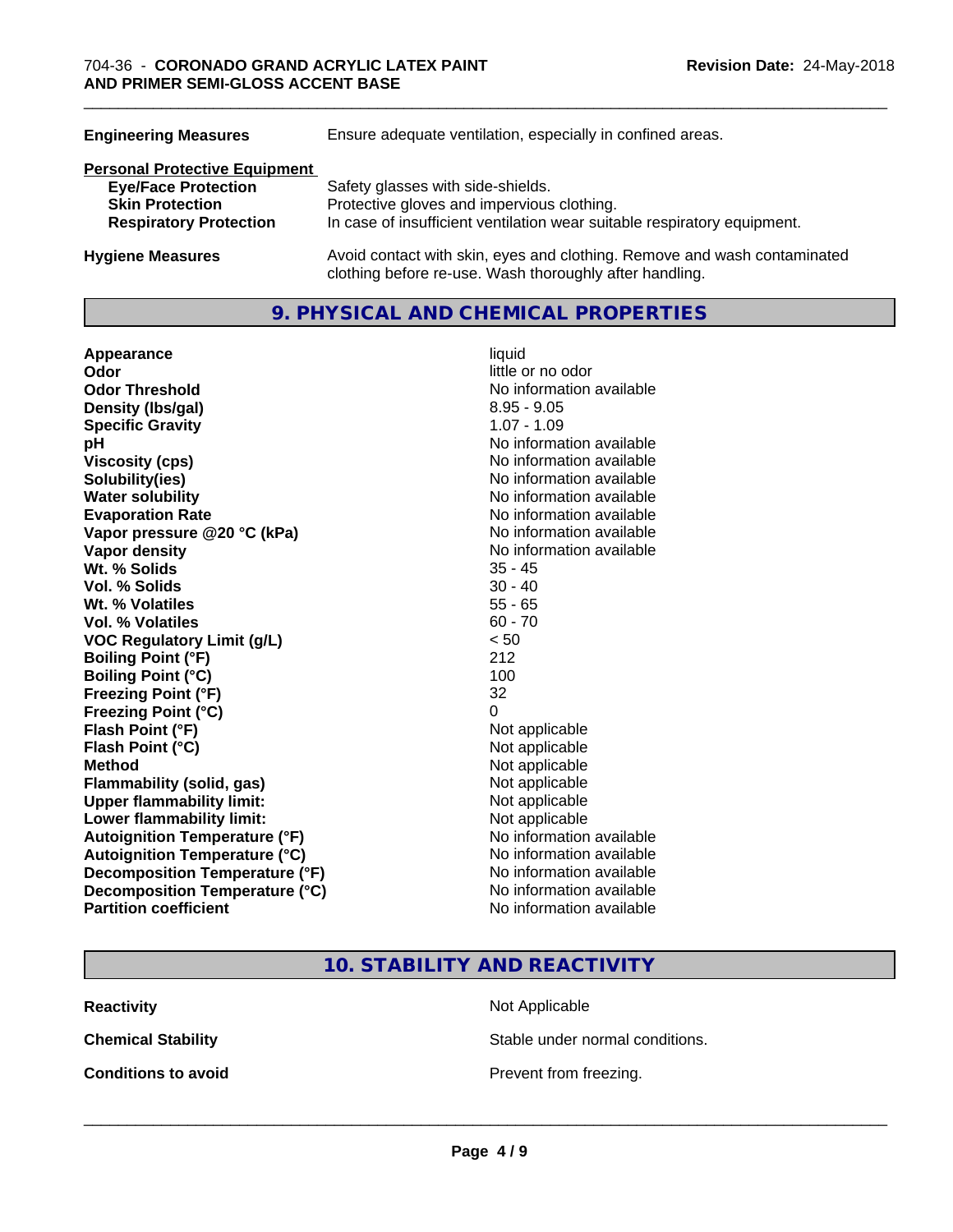| | |
|---|---|
| **Engineering Measures** | Ensure adequate ventilation, especially in confined areas. |

**Personal Protective Equipment**

| | |
|---|---|
| **Eye/Face Protection** | Safety glasses with side-shields. |
| **Skin Protection** | Protective gloves and impervious clothing. |
| **Respiratory Protection** | In case of insufficient ventilation wear suitable respiratory equipment. |

| | |
|---|---|
| **Hygiene Measures** | Avoid contact with skin, eyes and clothing. Remove and wash contaminated clothing before re-use. Wash thoroughly after handling. |

## 9. PHYSICAL AND CHEMICAL PROPERTIES

| | |
|---|---|
| **Appearance** | liquid |
| **Odor** | little or no odor |
| **Odor Threshold** | No information available |
| **Density (lbs/gal)** | 8.95 - 9.05 |
| **Specific Gravity** | 1.07 - 1.09 |
| **pH** | No information available |
| **Viscosity (cps)** | No information available |
| **Solubility(ies)** | No information available |
| **Water solubility** | No information available |
| **Evaporation Rate** | No information available |
| **Vapor pressure @20 °C (kPa)** | No information available |
| **Vapor density** | No information available |
| **Wt. % Solids** | 35 - 45 |
| **Vol. % Solids** | 30 - 40 |
| **Wt. % Volatiles** | 55 - 65 |
| **Vol. % Volatiles** | 60 - 70 |
| **VOC Regulatory Limit (g/L)** | < 50 |
| **Boiling Point (°F)** | 212 |
| **Boiling Point (°C)** | 100 |
| **Freezing Point (°F)** | 32 |
| **Freezing Point (°C)** | 0 |
| **Flash Point (°F)** | Not applicable |
| **Flash Point (°C)** | Not applicable |
| **Method** | Not applicable |
| **Flammability (solid, gas)** | Not applicable |
| **Upper flammability limit:** | Not applicable |
| **Lower flammability limit:** | Not applicable |
| **Autoignition Temperature (°F)** | No information available |
| **Autoignition Temperature (°C)** | No information available |
| **Decomposition Temperature (°F)** | No information available |
| **Decomposition Temperature (°C)** | No information available |
| **Partition coefficient** | No information available |

## 10. STABILITY AND REACTIVITY

| | |
|---|---|
| **Reactivity** | Not Applicable |
| **Chemical Stability** | Stable under normal conditions. |
| **Conditions to avoid** | Prevent from freezing. |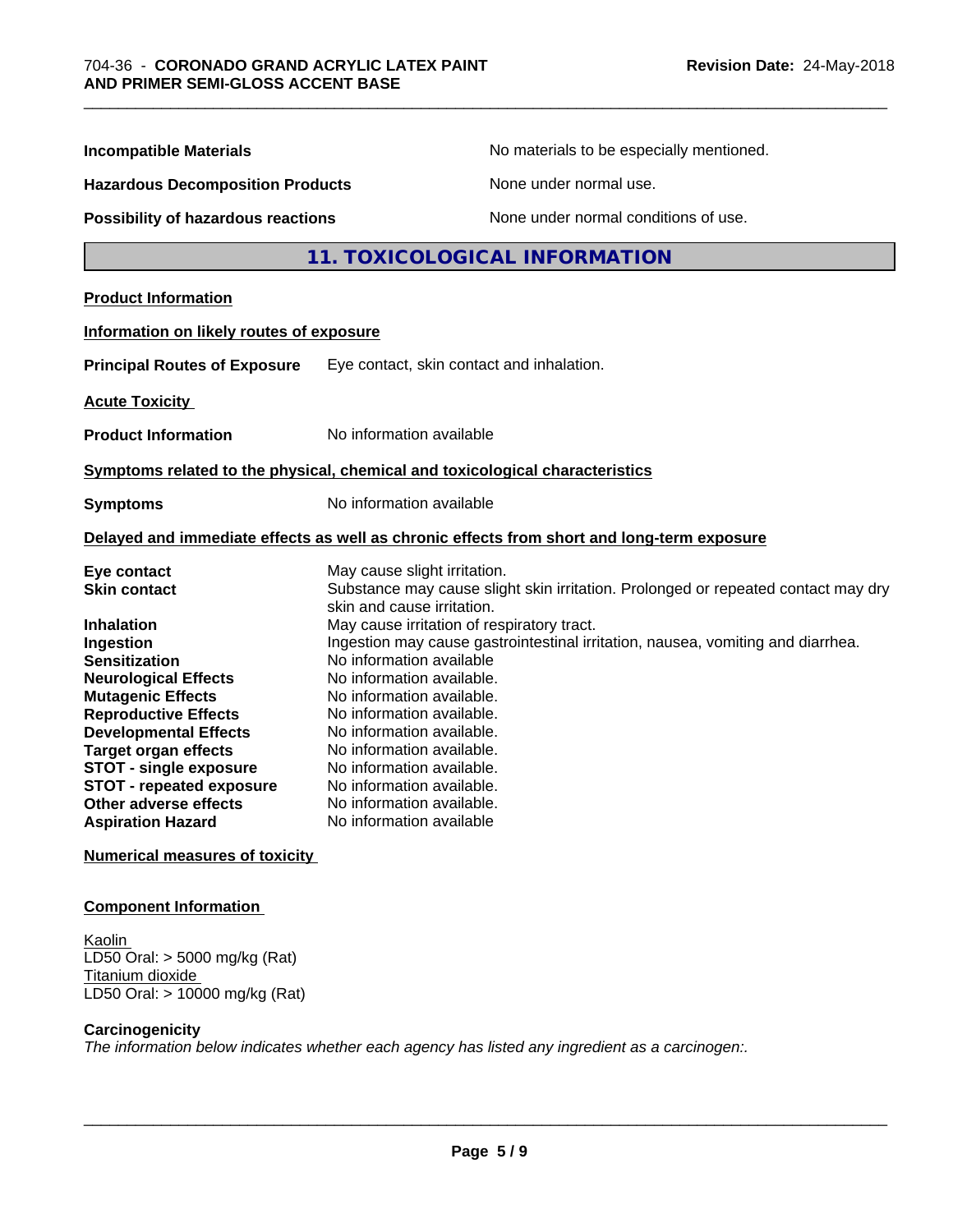| | |
|---|---|
| **Incompatible Materials** | No materials to be especially mentioned. |
| **Hazardous Decomposition Products** | None under normal use. |
| **Possibility of hazardous reactions** | None under normal conditions of use. |

## 11. TOXICOLOGICAL INFORMATION

**Product Information**

**Information on likely routes of exposure**

**Principal Routes of Exposure** Eye contact, skin contact and inhalation.

**Acute Toxicity**

**Product Information** No information available

**Symptoms related to the physical, chemical and toxicological characteristics**

**Symptoms** No information available

**Delayed and immediate effects as well as chronic effects from short and long-term exposure**

| | |
|---|---|
| **Eye contact** | May cause slight irritation. |
| **Skin contact** | Substance may cause slight skin irritation. Prolonged or repeated contact may dry skin and cause irritation. |
| **Inhalation** | May cause irritation of respiratory tract. |
| **Ingestion** | Ingestion may cause gastrointestinal irritation, nausea, vomiting and diarrhea. |
| **Sensitization** | No information available |
| **Neurological Effects** | No information available. |
| **Mutagenic Effects** | No information available. |
| **Reproductive Effects** | No information available. |
| **Developmental Effects** | No information available. |
| **Target organ effects** | No information available. |
| **STOT - single exposure** | No information available. |
| **STOT - repeated exposure** | No information available. |
| **Other adverse effects** | No information available. |
| **Aspiration Hazard** | No information available |

**Numerical measures of toxicity**

**Component Information**

Kaolin
LD50 Oral: > 5000 mg/kg (Rat)
Titanium dioxide
LD50 Oral: > 10000 mg/kg (Rat)

**Carcinogenicity**

*The information below indicates whether each agency has listed any ingredient as a carcinogen:.*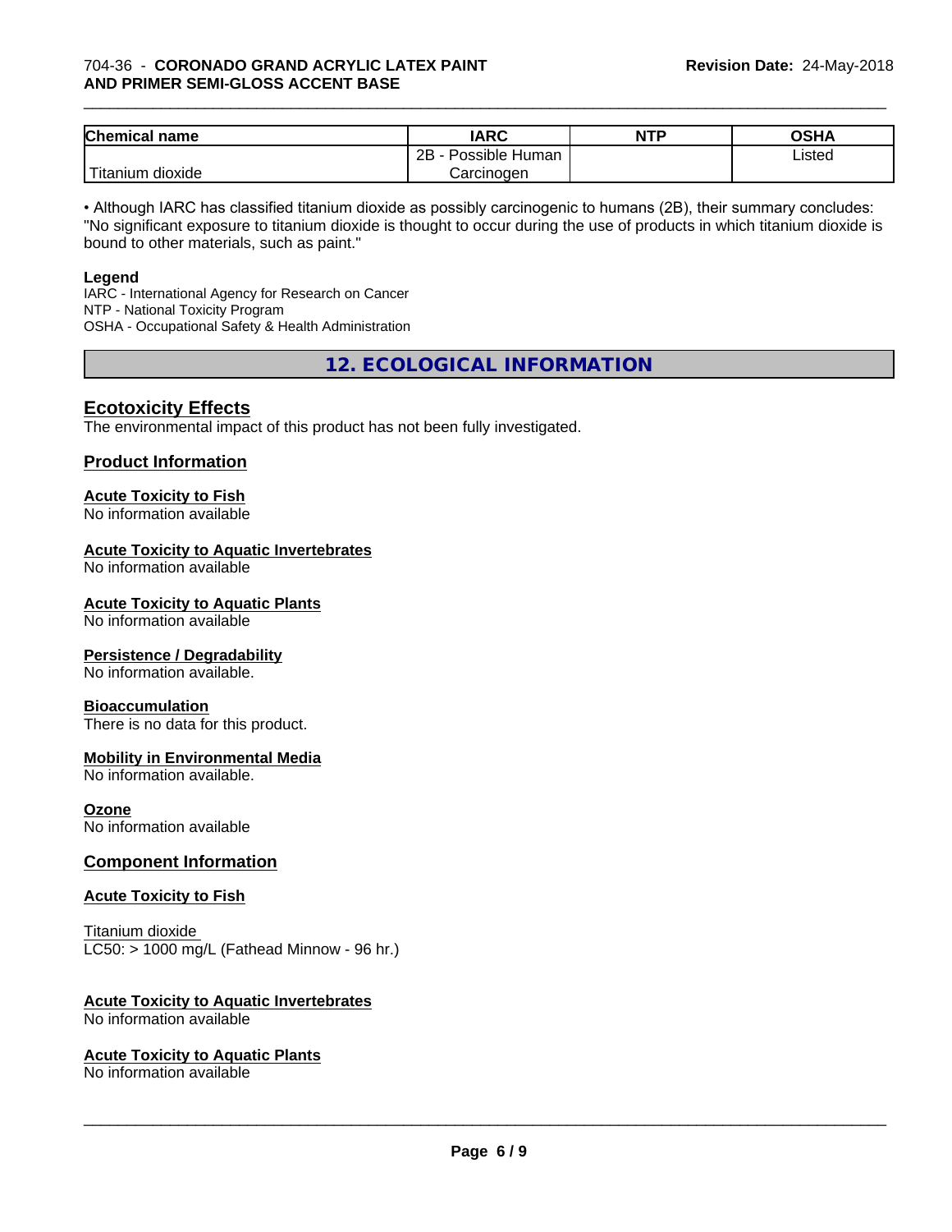| Chemical name | IARC | NTP | OSHA |
|---|---|---|---|
| Titanium dioxide | 2B - Possible Human Carcinogen | | Listed |

• Although IARC has classified titanium dioxide as possibly carcinogenic to humans (2B), their summary concludes: "No significant exposure to titanium dioxide is thought to occur during the use of products in which titanium dioxide is bound to other materials, such as paint."

**Legend**

IARC - International Agency for Research on Cancer
NTP - National Toxicity Program
OSHA - Occupational Safety & Health Administration

## 12. ECOLOGICAL INFORMATION

### Ecotoxicity Effects

The environmental impact of this product has not been fully investigated.

### Product Information

**Acute Toxicity to Fish**
No information available

**Acute Toxicity to Aquatic Invertebrates**
No information available

**Acute Toxicity to Aquatic Plants**
No information available

**Persistence / Degradability**
No information available.

**Bioaccumulation**
There is no data for this product.

**Mobility in Environmental Media**
No information available.

**Ozone**
No information available

### Component Information

**Acute Toxicity to Fish**

Titanium dioxide
LC50: > 1000 mg/L (Fathead Minnow - 96 hr.)

**Acute Toxicity to Aquatic Invertebrates**
No information available

**Acute Toxicity to Aquatic Plants**
No information available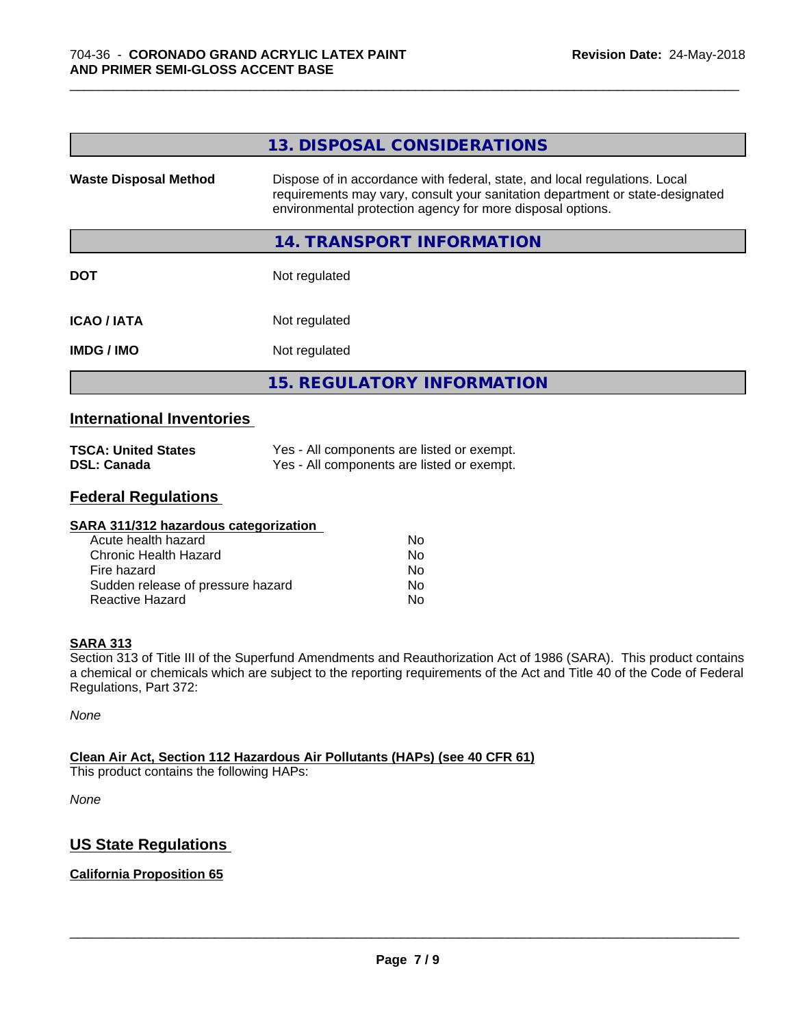## 13. DISPOSAL CONSIDERATIONS

| | |
|---|---|
| **Waste Disposal Method** | Dispose of in accordance with federal, state, and local regulations. Local requirements may vary, consult your sanitation department or state-designated environmental protection agency for more disposal options. |

## 14. TRANSPORT INFORMATION

| | |
|---|---|
| **DOT** | Not regulated |
| **ICAO / IATA** | Not regulated |
| **IMDG / IMO** | Not regulated |

## 15. REGULATORY INFORMATION

### International Inventories

| | |
|---|---|
| **TSCA: United States** | Yes - All components are listed or exempt. |
| **DSL: Canada** | Yes - All components are listed or exempt. |

### Federal Regulations

**SARA 311/312 hazardous categorization**

| | |
|---|---|
| Acute health hazard | No |
| Chronic Health Hazard | No |
| Fire hazard | No |
| Sudden release of pressure hazard | No |
| Reactive Hazard | No |

**SARA 313**

Section 313 of Title III of the Superfund Amendments and Reauthorization Act of 1986 (SARA). This product contains a chemical or chemicals which are subject to the reporting requirements of the Act and Title 40 of the Code of Federal Regulations, Part 372:

*None*

**Clean Air Act, Section 112 Hazardous Air Pollutants (HAPs) (see 40 CFR 61)**

This product contains the following HAPs:

*None*

### US State Regulations

**California Proposition 65**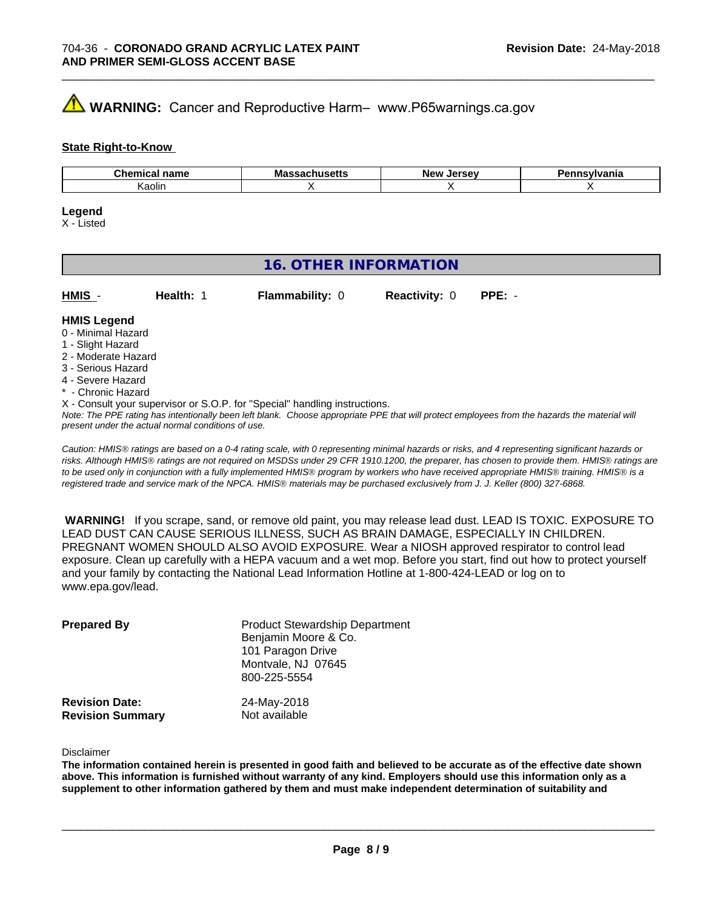**WARNING:** Cancer and Reproductive Harm– www.P65warnings.ca.gov

**State Right-to-Know**

| Chemical name | Massachusetts | New Jersey | Pennsylvania |
|---|---|---|---|
| Kaolin | X | X | X |

**Legend**
X - Listed

## 16. OTHER INFORMATION

**HMIS** - **Health:** 1 **Flammability:** 0 **Reactivity:** 0 **PPE:** -

**HMIS Legend**
0 - Minimal Hazard
1 - Slight Hazard
2 - Moderate Hazard
3 - Serious Hazard
4 - Severe Hazard
* - Chronic Hazard
X - Consult your supervisor or S.O.P. for "Special" handling instructions.

*Note: The PPE rating has intentionally been left blank. Choose appropriate PPE that will protect employees from the hazards the material will present under the actual normal conditions of use.*

*Caution: HMIS® ratings are based on a 0-4 rating scale, with 0 representing minimal hazards or risks, and 4 representing significant hazards or risks. Although HMIS® ratings are not required on MSDSs under 29 CFR 1910.1200, the preparer, has chosen to provide them. HMIS® ratings are to be used only in conjunction with a fully implemented HMIS® program by workers who have received appropriate HMIS® training. HMIS® is a registered trade and service mark of the NPCA. HMIS® materials may be purchased exclusively from J. J. Keller (800) 327-6868.*

**WARNING!** If you scrape, sand, or remove old paint, you may release lead dust. LEAD IS TOXIC. EXPOSURE TO LEAD DUST CAN CAUSE SERIOUS ILLNESS, SUCH AS BRAIN DAMAGE, ESPECIALLY IN CHILDREN. PREGNANT WOMEN SHOULD ALSO AVOID EXPOSURE. Wear a NIOSH approved respirator to control lead exposure. Clean up carefully with a HEPA vacuum and a wet mop. Before you start, find out how to protect yourself and your family by contacting the National Lead Information Hotline at 1-800-424-LEAD or log on to www.epa.gov/lead.

**Prepared By**
Product Stewardship Department
Benjamin Moore & Co.
101 Paragon Drive
Montvale, NJ 07645
800-225-5554

**Revision Date:** 24-May-2018
**Revision Summary** Not available

Disclaimer

**The information contained herein is presented in good faith and believed to be accurate as of the effective date shown above. This information is furnished without warranty of any kind. Employers should use this information only as a supplement to other information gathered by them and must make independent determination of suitability and**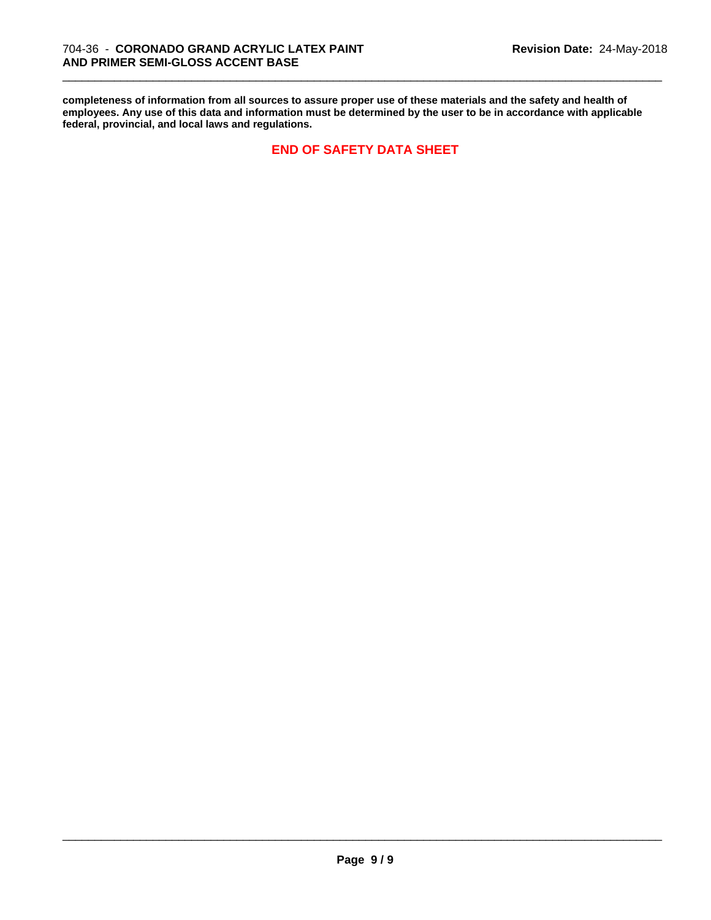**completeness of information from all sources to assure proper use of these materials and the safety and health of employees. Any use of this data and information must be determined by the user to be in accordance with applicable federal, provincial, and local laws and regulations.**

**END OF SAFETY DATA SHEET**